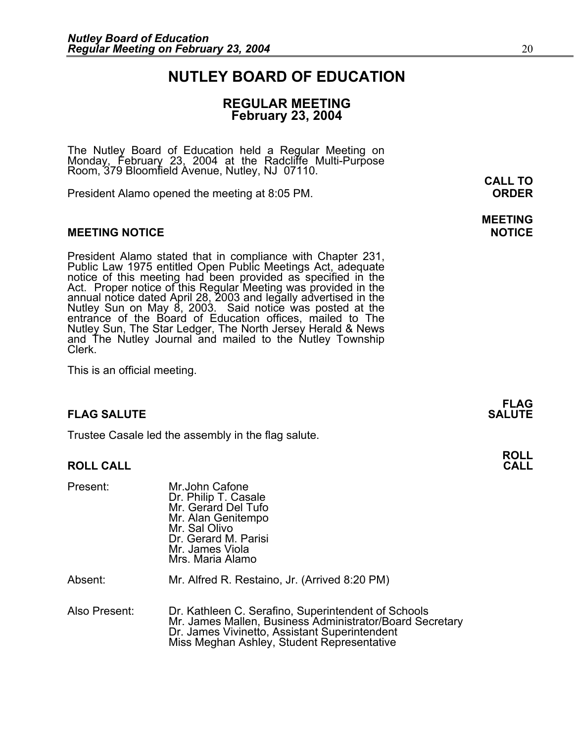# NUTLEY BOARD OF EDUCATION

## REGULAR MEETING
## February 23, 2004

The Nutley Board of Education held a Regular Meeting on Monday, February 23, 2004 at the Radcliffe Multi-Purpose Room, 379 Bloomfield Avenue, Nutley, NJ 07110.

**CALL TO ORDER**

President Alamo opened the meeting at 8:05 PM.

**MEETING NOTICE**

### MEETING NOTICE

President Alamo stated that in compliance with Chapter 231, Public Law 1975 entitled Open Public Meetings Act, adequate notice of this meeting had been provided as specified in the Act. Proper notice of this Regular Meeting was provided in the annual notice dated April 28, 2003 and legally advertised in the Nutley Sun on May 8, 2003. Said notice was posted at the entrance of the Board of Education offices, mailed to The Nutley Sun, The Star Ledger, The North Jersey Herald & News and The Nutley Journal and mailed to the Nutley Township Clerk.

This is an official meeting.

**FLAG SALUTE**

### FLAG SALUTE

Trustee Casale led the assembly in the flag salute.

**ROLL CALL**

### ROLL CALL

| | |
|---|---|
| Present: | Mr.John Cafone<br>Dr. Philip T. Casale<br>Mr. Gerard Del Tufo<br>Mr. Alan Genitempo<br>Mr. Sal Olivo<br>Dr. Gerard M. Parisi<br>Mr. James Viola<br>Mrs. Maria Alamo |
| Absent: | Mr. Alfred R. Restaino, Jr. (Arrived 8:20 PM) |
| Also Present: | Dr. Kathleen C. Serafino, Superintendent of Schools<br>Mr. James Mallen, Business Administrator/Board Secretary<br>Dr. James Vivinetto, Assistant Superintendent<br>Miss Meghan Ashley, Student Representative |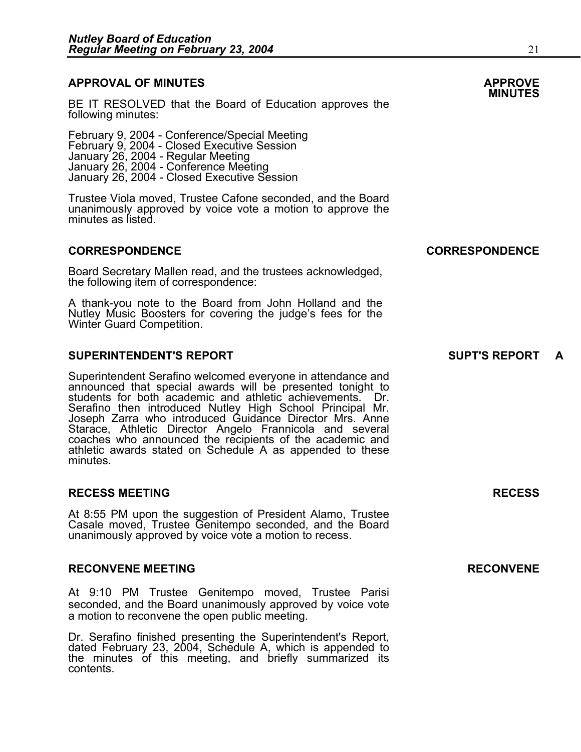## APPROVAL OF MINUTES

**APPROVE MINUTES**

BE IT RESOLVED that the Board of Education approves the following minutes:

February 9, 2004 - Conference/Special Meeting
February 9, 2004 - Closed Executive Session
January 26, 2004 - Regular Meeting
January 26, 2004 - Conference Meeting
January 26, 2004 - Closed Executive Session

Trustee Viola moved, Trustee Cafone seconded, and the Board unanimously approved by voice vote a motion to approve the minutes as listed.

## CORRESPONDENCE

**CORRESPONDENCE**

Board Secretary Mallen read, and the trustees acknowledged, the following item of correspondence:

A thank-you note to the Board from John Holland and the Nutley Music Boosters for covering the judge's fees for the Winter Guard Competition.

## SUPERINTENDENT'S REPORT

**SUPT'S REPORT A**

Superintendent Serafino welcomed everyone in attendance and announced that special awards will be presented tonight to students for both academic and athletic achievements. Dr. Serafino then introduced Nutley High School Principal Mr. Joseph Zarra who introduced Guidance Director Mrs. Anne Starace, Athletic Director Angelo Frannicola and several coaches who announced the recipients of the academic and athletic awards stated on Schedule A as appended to these minutes.

## RECESS MEETING

**RECESS**

At 8:55 PM upon the suggestion of President Alamo, Trustee Casale moved, Trustee Genitempo seconded, and the Board unanimously approved by voice vote a motion to recess.

## RECONVENE MEETING

**RECONVENE**

At 9:10 PM Trustee Genitempo moved, Trustee Parisi seconded, and the Board unanimously approved by voice vote a motion to reconvene the open public meeting.

Dr. Serafino finished presenting the Superintendent's Report, dated February 23, 2004, Schedule A, which is appended to the minutes of this meeting, and briefly summarized its contents.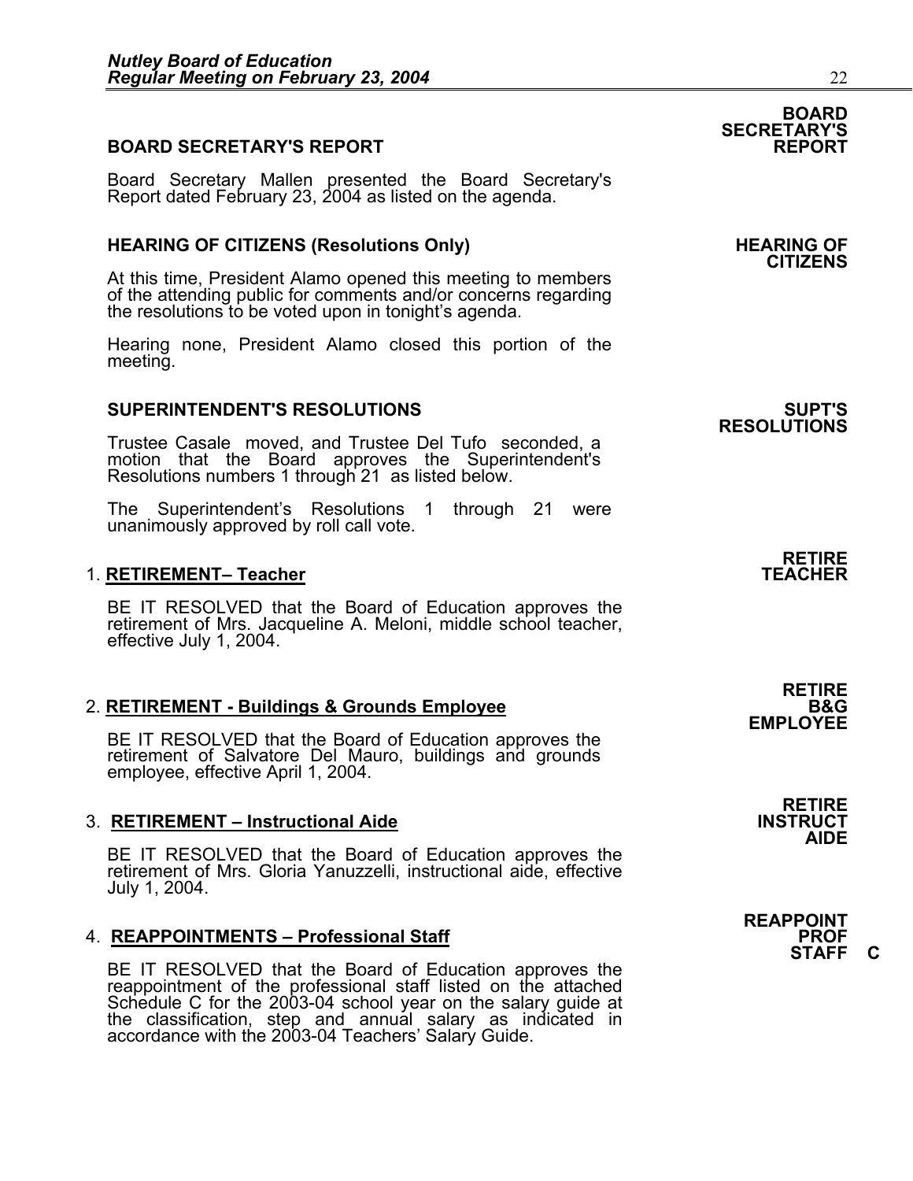## BOARD SECRETARY'S REPORT

**BOARD SECRETARY'S REPORT**

Board Secretary Mallen presented the Board Secretary's Report dated February 23, 2004 as listed on the agenda.

## HEARING OF CITIZENS (Resolutions Only)

**HEARING OF CITIZENS**

At this time, President Alamo opened this meeting to members of the attending public for comments and/or concerns regarding the resolutions to be voted upon in tonight's agenda.

Hearing none, President Alamo closed this portion of the meeting.

## SUPERINTENDENT'S RESOLUTIONS

**SUPT'S RESOLUTIONS**

Trustee Casale moved, and Trustee Del Tufo seconded, a motion that the Board approves the Superintendent's Resolutions numbers 1 through 21 as listed below.

The Superintendent's Resolutions 1 through 21 were unanimously approved by roll call vote.

**RETIRE TEACHER**

1. **RETIREMENT– Teacher**

BE IT RESOLVED that the Board of Education approves the retirement of Mrs. Jacqueline A. Meloni, middle school teacher, effective July 1, 2004.

**RETIRE B&G EMPLOYEE**

2. **RETIREMENT - Buildings & Grounds Employee**

BE IT RESOLVED that the Board of Education approves the retirement of Salvatore Del Mauro, buildings and grounds employee, effective April 1, 2004.

**RETIRE INSTRUCT AIDE**

3. **RETIREMENT – Instructional Aide**

BE IT RESOLVED that the Board of Education approves the retirement of Mrs. Gloria Yanuzzelli, instructional aide, effective July 1, 2004.

**REAPPOINT PROF STAFF C**

4. **REAPPOINTMENTS – Professional Staff**

BE IT RESOLVED that the Board of Education approves the reappointment of the professional staff listed on the attached Schedule C for the 2003-04 school year on the salary guide at the classification, step and annual salary as indicated in accordance with the 2003-04 Teachers' Salary Guide.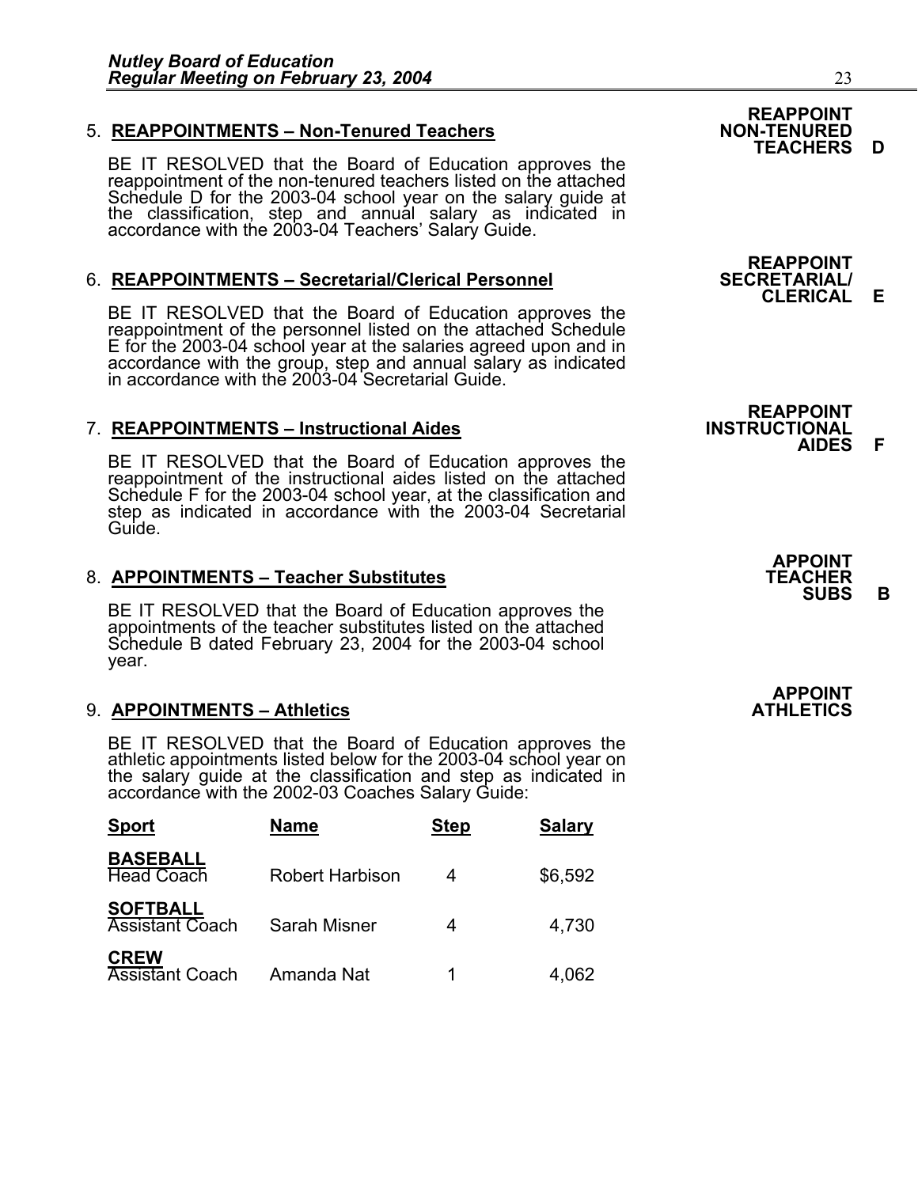5. **REAPPOINTMENTS – Non-Tenured Teachers**

**REAPPOINT NON-TENURED TEACHERS D**

BE IT RESOLVED that the Board of Education approves the reappointment of the non-tenured teachers listed on the attached Schedule D for the 2003-04 school year on the salary guide at the classification, step and annual salary as indicated in accordance with the 2003-04 Teachers' Salary Guide.

6. **REAPPOINTMENTS – Secretarial/Clerical Personnel**

**REAPPOINT SECRETARIAL/ CLERICAL E**

BE IT RESOLVED that the Board of Education approves the reappointment of the personnel listed on the attached Schedule E for the 2003-04 school year at the salaries agreed upon and in accordance with the group, step and annual salary as indicated in accordance with the 2003-04 Secretarial Guide.

7. **REAPPOINTMENTS – Instructional Aides**

**REAPPOINT INSTRUCTIONAL AIDES F**

BE IT RESOLVED that the Board of Education approves the reappointment of the instructional aides listed on the attached Schedule F for the 2003-04 school year, at the classification and step as indicated in accordance with the 2003-04 Secretarial Guide.

8. **APPOINTMENTS – Teacher Substitutes**

**APPOINT TEACHER SUBS B**

BE IT RESOLVED that the Board of Education approves the appointments of the teacher substitutes listed on the attached Schedule B dated February 23, 2004 for the 2003-04 school year.

9. **APPOINTMENTS – Athletics**

**APPOINT ATHLETICS**

BE IT RESOLVED that the Board of Education approves the athletic appointments listed below for the 2003-04 school year on the salary guide at the classification and step as indicated in accordance with the 2002-03 Coaches Salary Guide:

| Sport | Name | Step | Salary |
|---|---|---|---|
| **BASEBALL** Head Coach | Robert Harbison | 4 | $6,592 |
| **SOFTBALL** Assistant Coach | Sarah Misner | 4 | 4,730 |
| **CREW** Assistant Coach | Amanda Nat | 1 | 4,062 |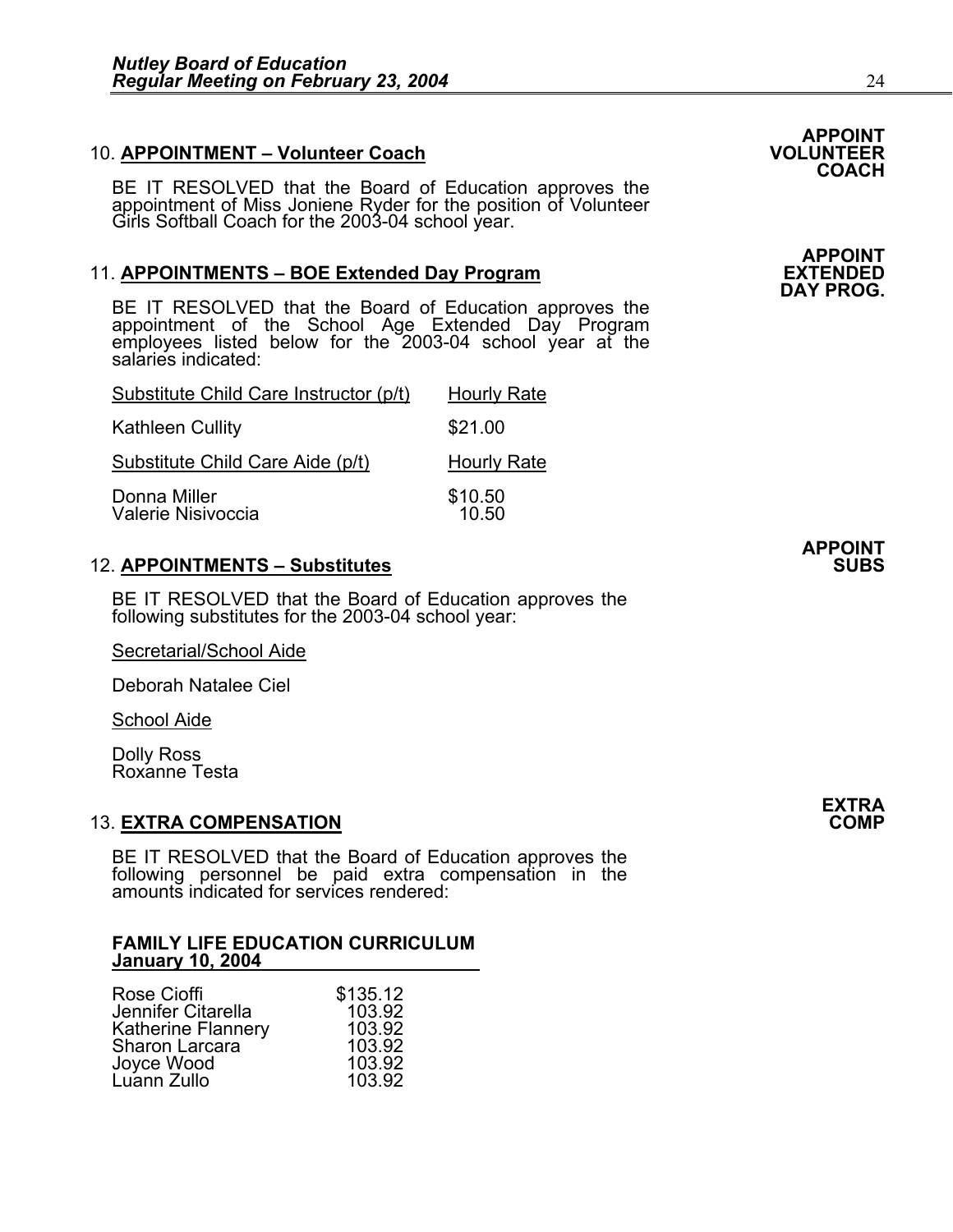10. **APPOINTMENT – Volunteer Coach** **APPOINT VOLUNTEER COACH**

BE IT RESOLVED that the Board of Education approves the appointment of Miss Joniene Ryder for the position of Volunteer Girls Softball Coach for the 2003-04 school year.

11. **APPOINTMENTS – BOE Extended Day Program** **APPOINT EXTENDED DAY PROG.**

BE IT RESOLVED that the Board of Education approves the appointment of the School Age Extended Day Program employees listed below for the 2003-04 school year at the salaries indicated:

| Substitute Child Care Instructor (p/t) | Hourly Rate |
|---|---|
| Kathleen Cullity | $21.00 |

| Substitute Child Care Aide (p/t) | Hourly Rate |
|---|---|
| Donna Miller | $10.50 |
| Valerie Nisivoccia | 10.50 |

12. **APPOINTMENTS – Substitutes** **APPOINT SUBS**

BE IT RESOLVED that the Board of Education approves the following substitutes for the 2003-04 school year:

Secretarial/School Aide

Deborah Natalee Ciel

School Aide

Dolly Ross
Roxanne Testa

13. **EXTRA COMPENSATION** **EXTRA COMP**

BE IT RESOLVED that the Board of Education approves the following personnel be paid extra compensation in the amounts indicated for services rendered:

**FAMILY LIFE EDUCATION CURRICULUM**
**January 10, 2004**

| | |
|---|---|
| Rose Cioffi | $135.12 |
| Jennifer Citarella | 103.92 |
| Katherine Flannery | 103.92 |
| Sharon Larcara | 103.92 |
| Joyce Wood | 103.92 |
| Luann Zullo | 103.92 |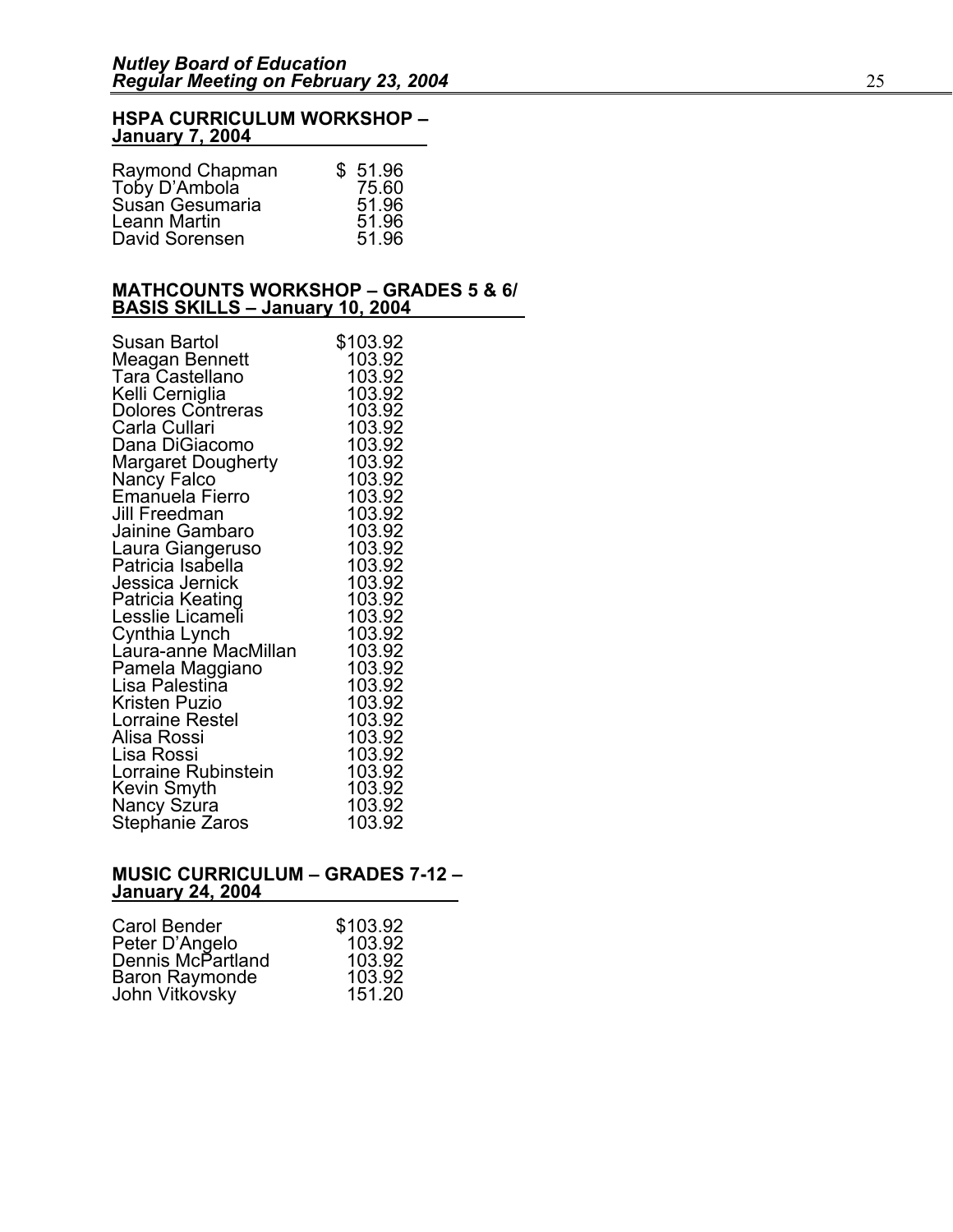**HSPA CURRICULUM WORKSHOP – January 7, 2004**

| | |
|---|---|
| Raymond Chapman | $ 51.96 |
| Toby D'Ambola | 75.60 |
| Susan Gesumaria | 51.96 |
| Leann Martin | 51.96 |
| David Sorensen | 51.96 |

**MATHCOUNTS WORKSHOP – GRADES 5 & 6/ BASIS SKILLS – January 10, 2004**

| | |
|---|---|
| Susan Bartol | $103.92 |
| Meagan Bennett | 103.92 |
| Tara Castellano | 103.92 |
| Kelli Cerniglia | 103.92 |
| Dolores Contreras | 103.92 |
| Carla Cullari | 103.92 |
| Dana DiGiacomo | 103.92 |
| Margaret Dougherty | 103.92 |
| Nancy Falco | 103.92 |
| Emanuela Fierro | 103.92 |
| Jill Freedman | 103.92 |
| Jainine Gambaro | 103.92 |
| Laura Giangeruso | 103.92 |
| Patricia Isabella | 103.92 |
| Jessica Jernick | 103.92 |
| Patricia Keating | 103.92 |
| Lesslie Licameli | 103.92 |
| Cynthia Lynch | 103.92 |
| Laura-anne MacMillan | 103.92 |
| Pamela Maggiano | 103.92 |
| Lisa Palestina | 103.92 |
| Kristen Puzio | 103.92 |
| Lorraine Restel | 103.92 |
| Alisa Rossi | 103.92 |
| Lisa Rossi | 103.92 |
| Lorraine Rubinstein | 103.92 |
| Kevin Smyth | 103.92 |
| Nancy Szura | 103.92 |
| Stephanie Zaros | 103.92 |

**MUSIC CURRICULUM – GRADES 7-12 – January 24, 2004**

| | |
|---|---|
| Carol Bender | $103.92 |
| Peter D'Angelo | 103.92 |
| Dennis McPartland | 103.92 |
| Baron Raymonde | 103.92 |
| John Vitkovsky | 151.20 |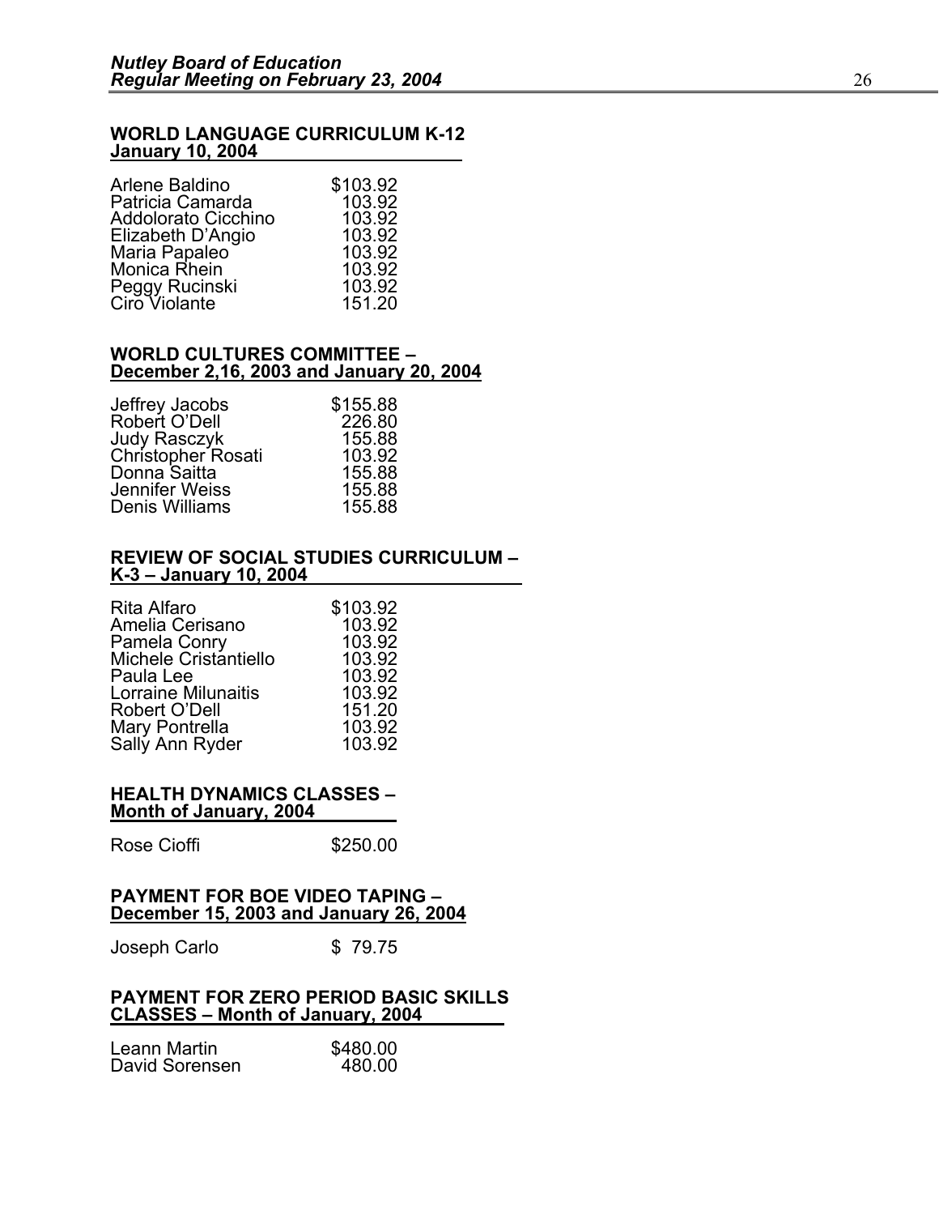**WORLD LANGUAGE CURRICULUM K-12**
**January 10, 2004**

| | |
|---|---|
| Arlene Baldino | $103.92 |
| Patricia Camarda | 103.92 |
| Addolorato Cicchino | 103.92 |
| Elizabeth D'Angio | 103.92 |
| Maria Papaleo | 103.92 |
| Monica Rhein | 103.92 |
| Peggy Rucinski | 103.92 |
| Ciro Violante | 151.20 |

**WORLD CULTURES COMMITTEE –**
**December 2,16, 2003 and January 20, 2004**

| | |
|---|---|
| Jeffrey Jacobs | $155.88 |
| Robert O'Dell | 226.80 |
| Judy Rasczyk | 155.88 |
| Christopher Rosati | 103.92 |
| Donna Saitta | 155.88 |
| Jennifer Weiss | 155.88 |
| Denis Williams | 155.88 |

**REVIEW OF SOCIAL STUDIES CURRICULUM –**
**K-3 – January 10, 2004**

| | |
|---|---|
| Rita Alfaro | $103.92 |
| Amelia Cerisano | 103.92 |
| Pamela Conry | 103.92 |
| Michele Cristantiello | 103.92 |
| Paula Lee | 103.92 |
| Lorraine Milunaitis | 103.92 |
| Robert O'Dell | 151.20 |
| Mary Pontrella | 103.92 |
| Sally Ann Ryder | 103.92 |

**HEALTH DYNAMICS CLASSES –**
**Month of January, 2004**

| | |
|---|---|
| Rose Cioffi | $250.00 |

**PAYMENT FOR BOE VIDEO TAPING –**
**December 15, 2003 and January 26, 2004**

| | |
|---|---|
| Joseph Carlo | $ 79.75 |

**PAYMENT FOR ZERO PERIOD BASIC SKILLS**
**CLASSES – Month of January, 2004**

| | |
|---|---|
| Leann Martin | $480.00 |
| David Sorensen | 480.00 |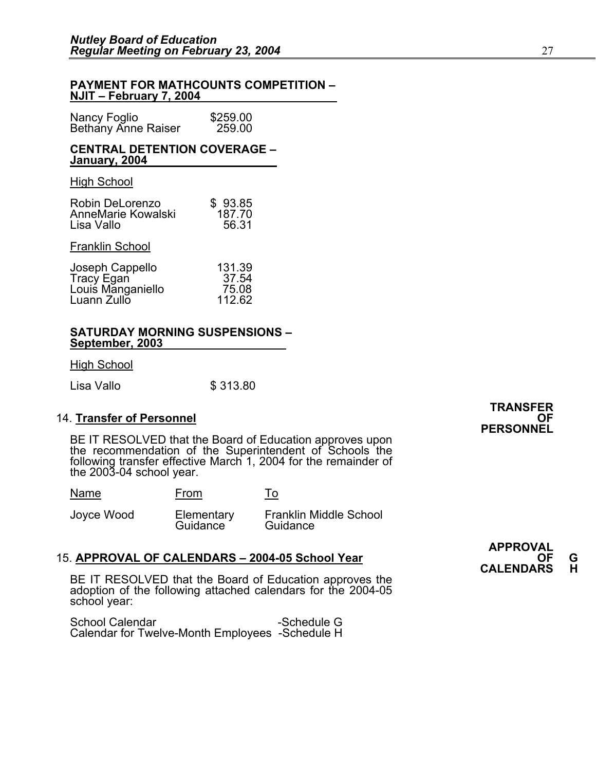**PAYMENT FOR MATHCOUNTS COMPETITION – NJIT – February 7, 2004**

| | |
|---|---|
| Nancy Foglio | $259.00 |
| Bethany Anne Raiser | 259.00 |

**CENTRAL DETENTION COVERAGE – January, 2004**

High School

| | |
|---|---|
| Robin DeLorenzo | $ 93.85 |
| AnneMarie Kowalski | 187.70 |
| Lisa Vallo | 56.31 |

Franklin School

| | |
|---|---|
| Joseph Cappello | 131.39 |
| Tracy Egan | 37.54 |
| Louis Manganiello | 75.08 |
| Luann Zullo | 112.62 |

**SATURDAY MORNING SUSPENSIONS – September, 2003**

High School

| | |
|---|---|
| Lisa Vallo | $ 313.80 |

**TRANSFER OF PERSONNEL**

14. **Transfer of Personnel**

BE IT RESOLVED that the Board of Education approves upon the recommendation of the Superintendent of Schools the following transfer effective March 1, 2004 for the remainder of the 2003-04 school year.

| Name | From | To |
|---|---|---|
| Joyce Wood | Elementary Guidance | Franklin Middle School Guidance |

**APPROVAL OF CALENDARS** **G H**

15. **APPROVAL OF CALENDARS – 2004-05 School Year**

BE IT RESOLVED that the Board of Education approves the adoption of the following attached calendars for the 2004-05 school year:

| | |
|---|---|
| School Calendar | -Schedule G |
| Calendar for Twelve-Month Employees | -Schedule H |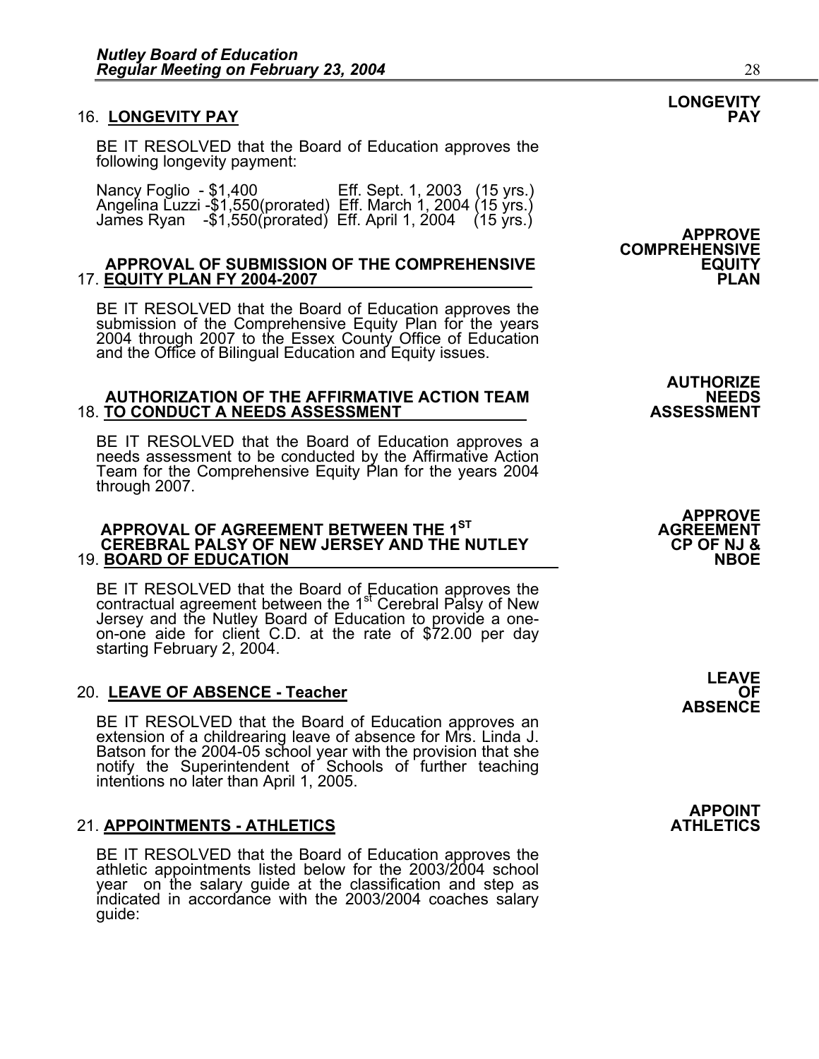**LONGEVITY PAY**

16. **LONGEVITY PAY**

BE IT RESOLVED that the Board of Education approves the following longevity payment:

| | | | |
|---|---|---|---|
| Nancy Foglio | - $1,400 | Eff. Sept. 1, 2003 | (15 yrs.) |
| Angelina Luzzi | -$1,550(prorated) | Eff. March 1, 2004 | (15 yrs.) |
| James Ryan | -$1,550(prorated) | Eff. April 1, 2004 | (15 yrs.) |

**APPROVE COMPREHENSIVE EQUITY PLAN**

17. **APPROVAL OF SUBMISSION OF THE COMPREHENSIVE EQUITY PLAN FY 2004-2007**

BE IT RESOLVED that the Board of Education approves the submission of the Comprehensive Equity Plan for the years 2004 through 2007 to the Essex County Office of Education and the Office of Bilingual Education and Equity issues.

**AUTHORIZE NEEDS ASSESSMENT**

18. **AUTHORIZATION OF THE AFFIRMATIVE ACTION TEAM TO CONDUCT A NEEDS ASSESSMENT**

BE IT RESOLVED that the Board of Education approves a needs assessment to be conducted by the Affirmative Action Team for the Comprehensive Equity Plan for the years 2004 through 2007.

**APPROVE AGREEMENT CP OF NJ & NBOE**

19. **APPROVAL OF AGREEMENT BETWEEN THE 1ST CEREBRAL PALSY OF NEW JERSEY AND THE NUTLEY BOARD OF EDUCATION**

BE IT RESOLVED that the Board of Education approves the contractual agreement between the 1st Cerebral Palsy of New Jersey and the Nutley Board of Education to provide a one-on-one aide for client C.D. at the rate of $72.00 per day starting February 2, 2004.

**LEAVE OF ABSENCE**

20. **LEAVE OF ABSENCE - Teacher**

BE IT RESOLVED that the Board of Education approves an extension of a childrearing leave of absence for Mrs. Linda J. Batson for the 2004-05 school year with the provision that she notify the Superintendent of Schools of further teaching intentions no later than April 1, 2005.

**APPOINT ATHLETICS**

21. **APPOINTMENTS - ATHLETICS**

BE IT RESOLVED that the Board of Education approves the athletic appointments listed below for the 2003/2004 school year on the salary guide at the classification and step as indicated in accordance with the 2003/2004 coaches salary guide: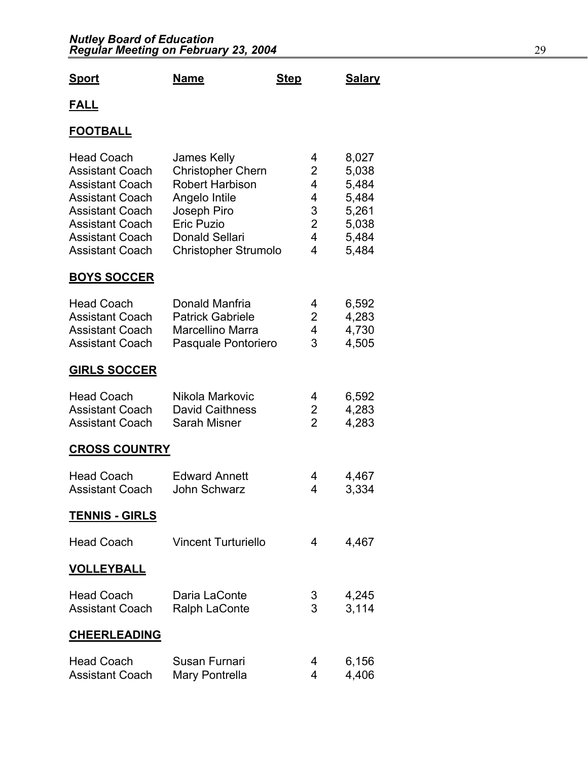| Sport | Name | Step | Salary |
|---|---|---|---|
| **FALL** | | | |
| **FOOTBALL** | | | |
| Head Coach | James Kelly | 4 | 8,027 |
| Assistant Coach | Christopher Chern | 2 | 5,038 |
| Assistant Coach | Robert Harbison | 4 | 5,484 |
| Assistant Coach | Angelo Intile | 4 | 5,484 |
| Assistant Coach | Joseph Piro | 3 | 5,261 |
| Assistant Coach | Eric Puzio | 2 | 5,038 |
| Assistant Coach | Donald Sellari | 4 | 5,484 |
| Assistant Coach | Christopher Strumolo | 4 | 5,484 |
| **BOYS SOCCER** | | | |
| Head Coach | Donald Manfria | 4 | 6,592 |
| Assistant Coach | Patrick Gabriele | 2 | 4,283 |
| Assistant Coach | Marcellino Marra | 4 | 4,730 |
| Assistant Coach | Pasquale Pontoriero | 3 | 4,505 |
| **GIRLS SOCCER** | | | |
| Head Coach | Nikola Markovic | 4 | 6,592 |
| Assistant Coach | David Caithness | 2 | 4,283 |
| Assistant Coach | Sarah Misner | 2 | 4,283 |
| **CROSS COUNTRY** | | | |
| Head Coach | Edward Annett | 4 | 4,467 |
| Assistant Coach | John Schwarz | 4 | 3,334 |
| **TENNIS - GIRLS** | | | |
| Head Coach | Vincent Turturiello | 4 | 4,467 |
| **VOLLEYBALL** | | | |
| Head Coach | Daria LaConte | 3 | 4,245 |
| Assistant Coach | Ralph LaConte | 3 | 3,114 |
| **CHEERLEADING** | | | |
| Head Coach | Susan Furnari | 4 | 6,156 |
| Assistant Coach | Mary Pontrella | 4 | 4,406 |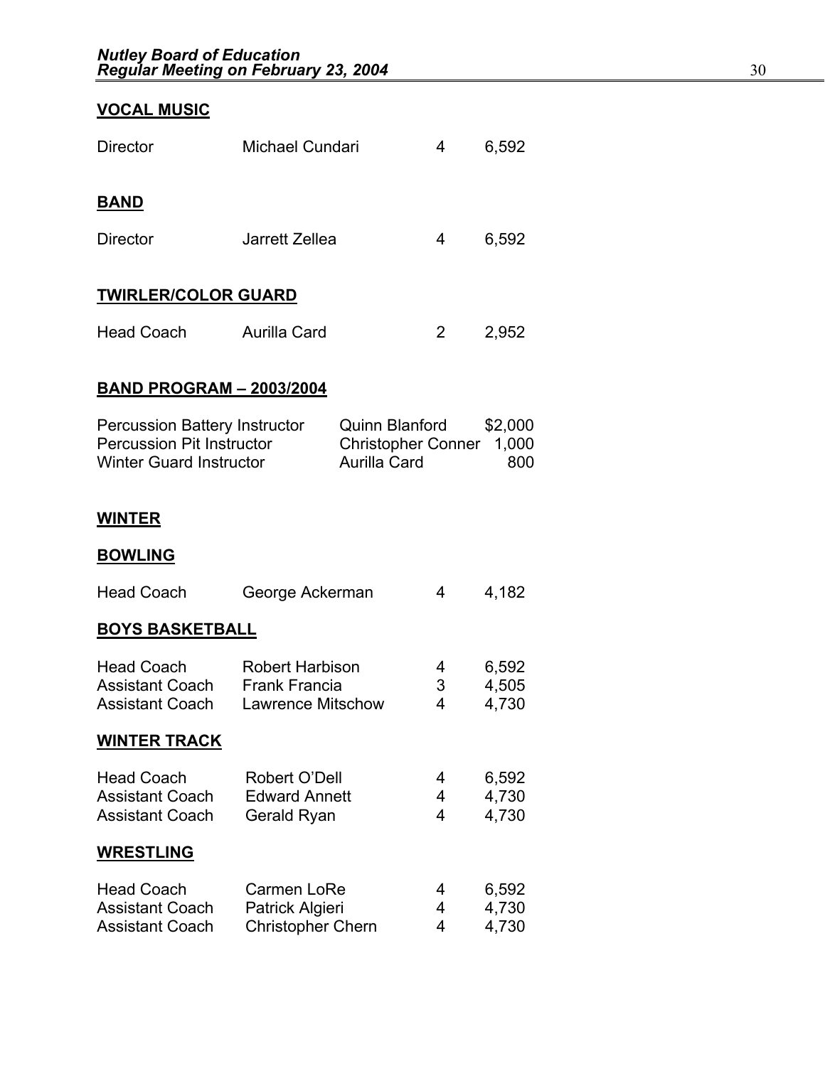**VOCAL MUSIC**

| | | | |
|---|---|---|---|
| Director | Michael Cundari | 4 | 6,592 |

**BAND**

| | | | |
|---|---|---|---|
| Director | Jarrett Zellea | 4 | 6,592 |

**TWIRLER/COLOR GUARD**

| | | | |
|---|---|---|---|
| Head Coach | Aurilla Card | 2 | 2,952 |

**BAND PROGRAM – 2003/2004**

| | | |
|---|---|---|
| Percussion Battery Instructor | Quinn Blanford | $2,000 |
| Percussion Pit Instructor | Christopher Conner | 1,000 |
| Winter Guard Instructor | Aurilla Card | 800 |

**WINTER**

**BOWLING**

| | | | |
|---|---|---|---|
| Head Coach | George Ackerman | 4 | 4,182 |

**BOYS BASKETBALL**

| | | | |
|---|---|---|---|
| Head Coach | Robert Harbison | 4 | 6,592 |
| Assistant Coach | Frank Francia | 3 | 4,505 |
| Assistant Coach | Lawrence Mitschow | 4 | 4,730 |

**WINTER TRACK**

| | | | |
|---|---|---|---|
| Head Coach | Robert O'Dell | 4 | 6,592 |
| Assistant Coach | Edward Annett | 4 | 4,730 |
| Assistant Coach | Gerald Ryan | 4 | 4,730 |

**WRESTLING**

| | | | |
|---|---|---|---|
| Head Coach | Carmen LoRe | 4 | 6,592 |
| Assistant Coach | Patrick Algieri | 4 | 4,730 |
| Assistant Coach | Christopher Chern | 4 | 4,730 |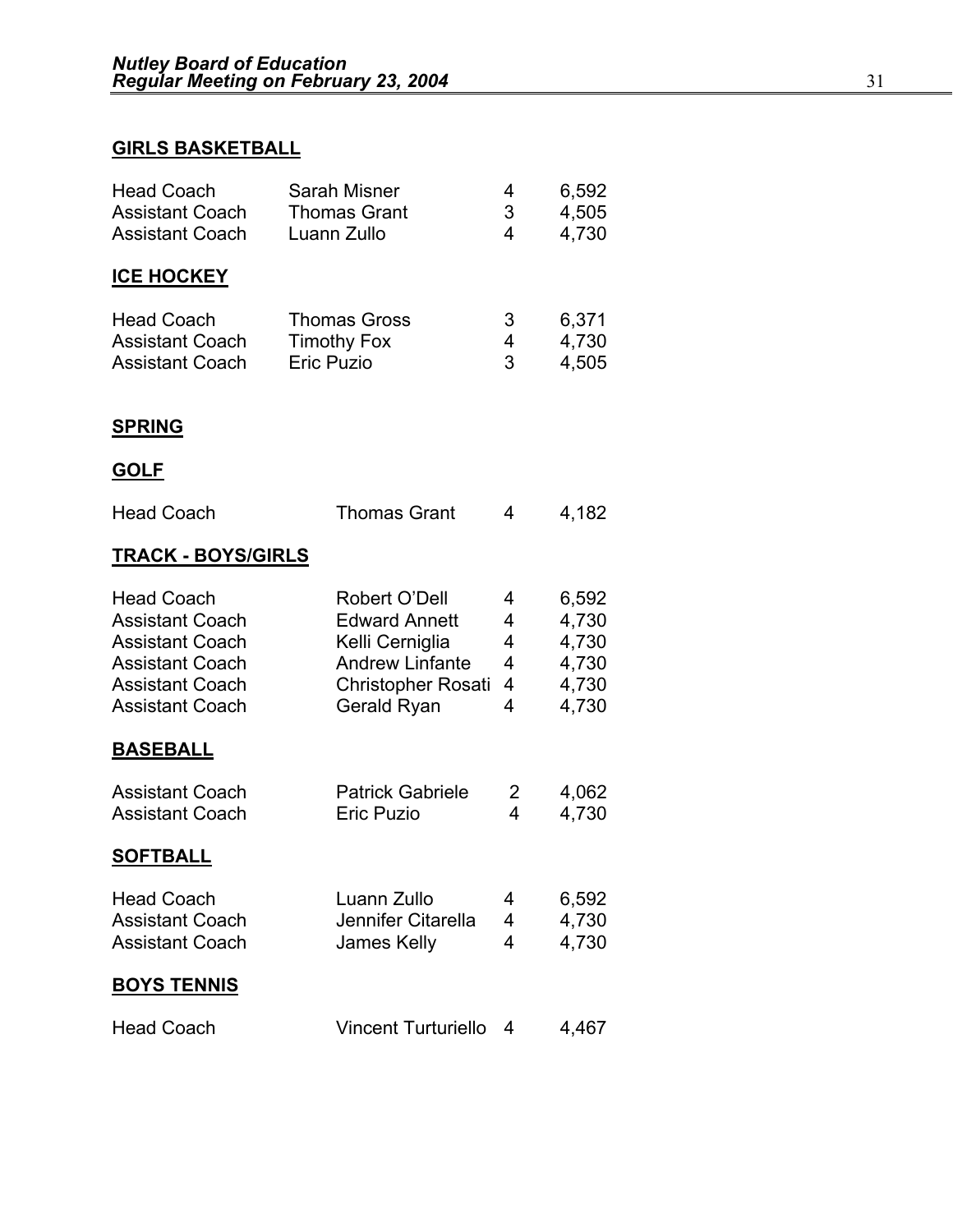**GIRLS BASKETBALL**

| | | | |
|---|---|---|---|
| Head Coach | Sarah Misner | 4 | 6,592 |
| Assistant Coach | Thomas Grant | 3 | 4,505 |
| Assistant Coach | Luann Zullo | 4 | 4,730 |

**ICE HOCKEY**

| | | | |
|---|---|---|---|
| Head Coach | Thomas Gross | 3 | 6,371 |
| Assistant Coach | Timothy Fox | 4 | 4,730 |
| Assistant Coach | Eric Puzio | 3 | 4,505 |

**SPRING**

**GOLF**

| | | | |
|---|---|---|---|
| Head Coach | Thomas Grant | 4 | 4,182 |

**TRACK - BOYS/GIRLS**

| | | | |
|---|---|---|---|
| Head Coach | Robert O'Dell | 4 | 6,592 |
| Assistant Coach | Edward Annett | 4 | 4,730 |
| Assistant Coach | Kelli Cerniglia | 4 | 4,730 |
| Assistant Coach | Andrew Linfante | 4 | 4,730 |
| Assistant Coach | Christopher Rosati | 4 | 4,730 |
| Assistant Coach | Gerald Ryan | 4 | 4,730 |

**BASEBALL**

| | | | |
|---|---|---|---|
| Assistant Coach | Patrick Gabriele | 2 | 4,062 |
| Assistant Coach | Eric Puzio | 4 | 4,730 |

**SOFTBALL**

| | | | |
|---|---|---|---|
| Head Coach | Luann Zullo | 4 | 6,592 |
| Assistant Coach | Jennifer Citarella | 4 | 4,730 |
| Assistant Coach | James Kelly | 4 | 4,730 |

**BOYS TENNIS**

| | | | |
|---|---|---|---|
| Head Coach | Vincent Turturiello | 4 | 4,467 |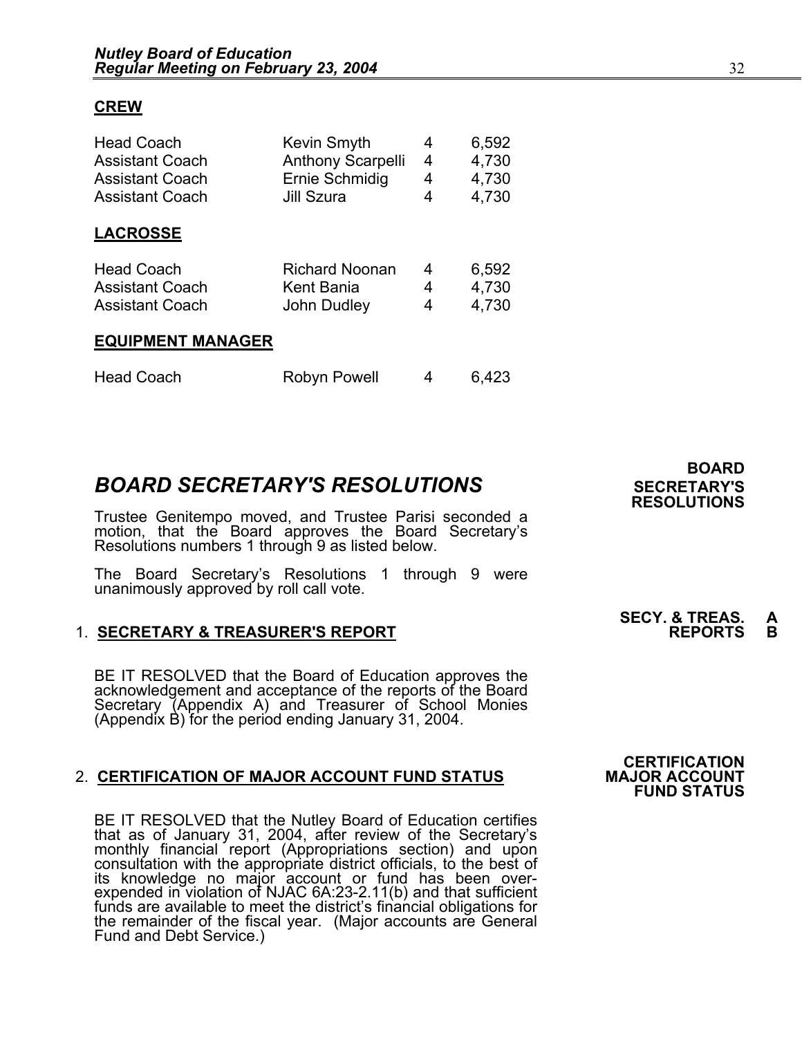**CREW**

| | | | |
|---|---|---|---|
| Head Coach | Kevin Smyth | 4 | 6,592 |
| Assistant Coach | Anthony Scarpelli | 4 | 4,730 |
| Assistant Coach | Ernie Schmidig | 4 | 4,730 |
| Assistant Coach | Jill Szura | 4 | 4,730 |

**LACROSSE**

| | | | |
|---|---|---|---|
| Head Coach | Richard Noonan | 4 | 6,592 |
| Assistant Coach | Kent Bania | 4 | 4,730 |
| Assistant Coach | John Dudley | 4 | 4,730 |

**EQUIPMENT MANAGER**

| | | | |
|---|---|---|---|
| Head Coach | Robyn Powell | 4 | 6,423 |

## *BOARD SECRETARY'S RESOLUTIONS*

**BOARD SECRETARY'S RESOLUTIONS**

Trustee Genitempo moved, and Trustee Parisi seconded a motion, that the Board approves the Board Secretary's Resolutions numbers 1 through 9 as listed below.

The Board Secretary's Resolutions 1 through 9 were unanimously approved by roll call vote.

1. **SECRETARY & TREASURER'S REPORT**

**SECY. & TREAS. REPORTS A B**

BE IT RESOLVED that the Board of Education approves the acknowledgement and acceptance of the reports of the Board Secretary (Appendix A) and Treasurer of School Monies (Appendix B) for the period ending January 31, 2004.

2. **CERTIFICATION OF MAJOR ACCOUNT FUND STATUS**

**CERTIFICATION MAJOR ACCOUNT FUND STATUS**

BE IT RESOLVED that the Nutley Board of Education certifies that as of January 31, 2004, after review of the Secretary's monthly financial report (Appropriations section) and upon consultation with the appropriate district officials, to the best of its knowledge no major account or fund has been over-expended in violation of NJAC 6A:23-2.11(b) and that sufficient funds are available to meet the district's financial obligations for the remainder of the fiscal year. (Major accounts are General Fund and Debt Service.)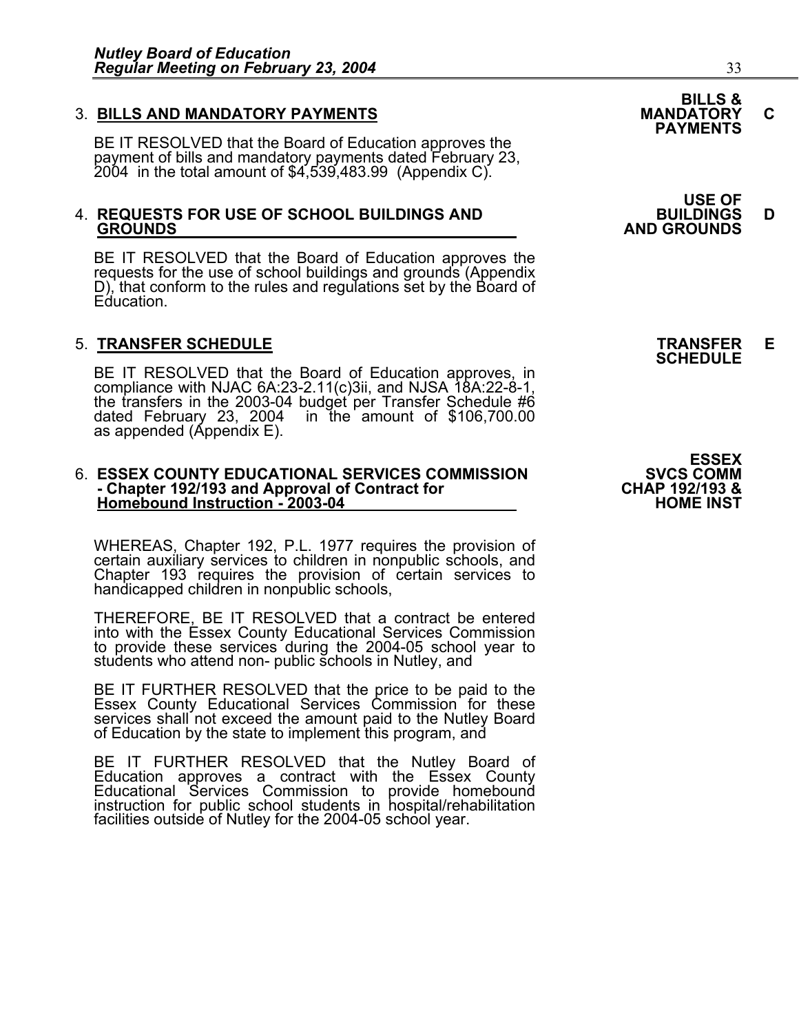### 3. BILLS AND MANDATORY PAYMENTS

**BILLS & MANDATORY PAYMENTS C**

BE IT RESOLVED that the Board of Education approves the payment of bills and mandatory payments dated February 23, 2004 in the total amount of $4,539,483.99 (Appendix C).

### 4. REQUESTS FOR USE OF SCHOOL BUILDINGS AND GROUNDS

**USE OF BUILDINGS AND GROUNDS D**

BE IT RESOLVED that the Board of Education approves the requests for the use of school buildings and grounds (Appendix D), that conform to the rules and regulations set by the Board of Education.

### 5. TRANSFER SCHEDULE

**TRANSFER SCHEDULE E**

BE IT RESOLVED that the Board of Education approves, in compliance with NJAC 6A:23-2.11(c)3ii, and NJSA 18A:22-8-1, the transfers in the 2003-04 budget per Transfer Schedule #6 dated February 23, 2004 in the amount of $106,700.00 as appended (Appendix E).

### 6. ESSEX COUNTY EDUCATIONAL SERVICES COMMISSION - Chapter 192/193 and Approval of Contract for Homebound Instruction - 2003-04

**ESSEX SVCS COMM CHAP 192/193 & HOME INST**

WHEREAS, Chapter 192, P.L. 1977 requires the provision of certain auxiliary services to children in nonpublic schools, and Chapter 193 requires the provision of certain services to handicapped children in nonpublic schools,

THEREFORE, BE IT RESOLVED that a contract be entered into with the Essex County Educational Services Commission to provide these services during the 2004-05 school year to students who attend non- public schools in Nutley, and

BE IT FURTHER RESOLVED that the price to be paid to the Essex County Educational Services Commission for these services shall not exceed the amount paid to the Nutley Board of Education by the state to implement this program, and

BE IT FURTHER RESOLVED that the Nutley Board of Education approves a contract with the Essex County Educational Services Commission to provide homebound instruction for public school students in hospital/rehabilitation facilities outside of Nutley for the 2004-05 school year.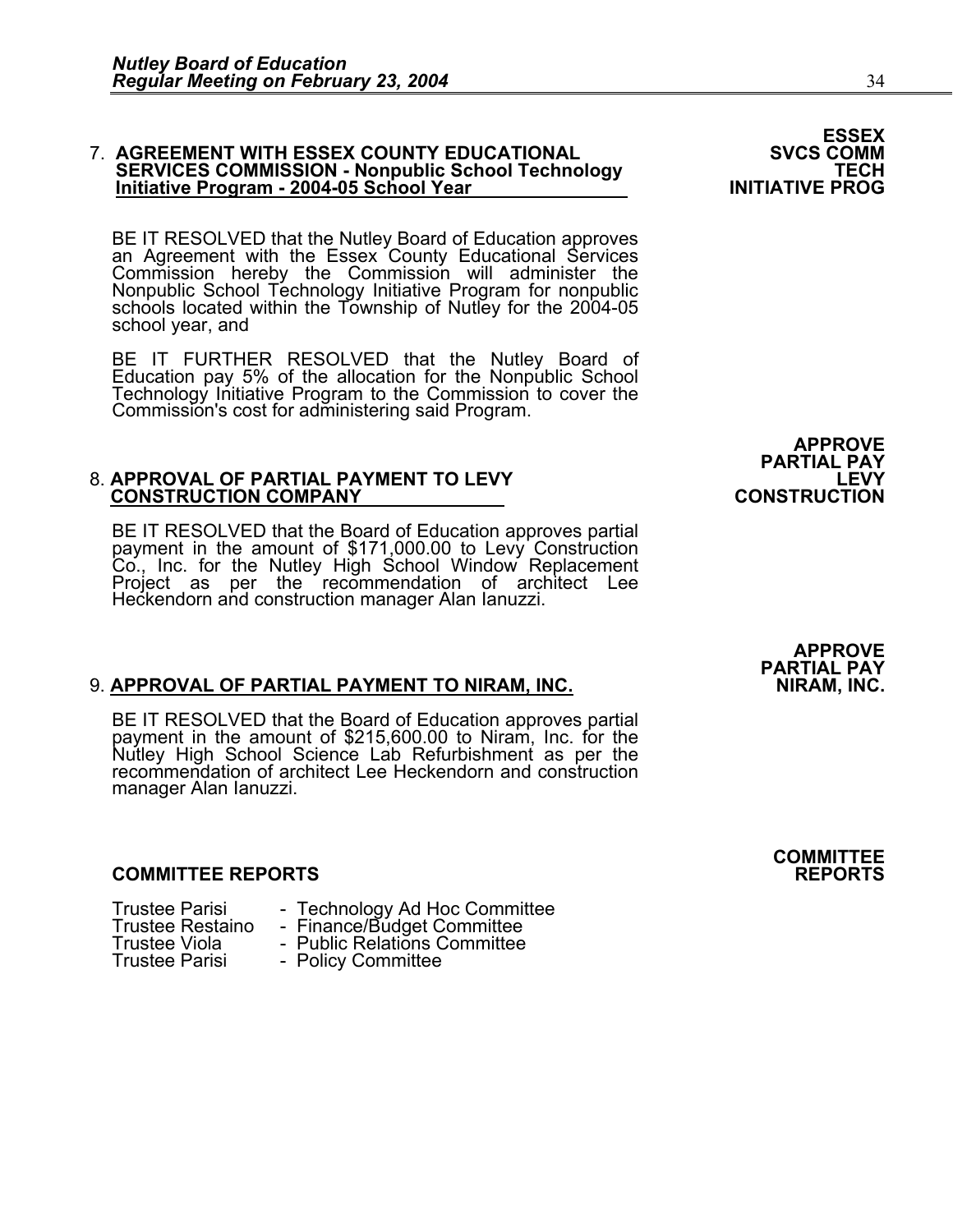**ESSEX SVCS COMM TECH INITIATIVE PROG**

7. **AGREEMENT WITH ESSEX COUNTY EDUCATIONAL SERVICES COMMISSION - Nonpublic School Technology Initiative Program - 2004-05 School Year**

BE IT RESOLVED that the Nutley Board of Education approves an Agreement with the Essex County Educational Services Commission hereby the Commission will administer the Nonpublic School Technology Initiative Program for nonpublic schools located within the Township of Nutley for the 2004-05 school year, and

BE IT FURTHER RESOLVED that the Nutley Board of Education pay 5% of the allocation for the Nonpublic School Technology Initiative Program to the Commission to cover the Commission's cost for administering said Program.

**APPROVE PARTIAL PAY LEVY CONSTRUCTION**

8. **APPROVAL OF PARTIAL PAYMENT TO LEVY CONSTRUCTION COMPANY**

BE IT RESOLVED that the Board of Education approves partial payment in the amount of $171,000.00 to Levy Construction Co., Inc. for the Nutley High School Window Replacement Project as per the recommendation of architect Lee Heckendorn and construction manager Alan Ianuzzi.

**APPROVE PARTIAL PAY NIRAM, INC.**

9. **APPROVAL OF PARTIAL PAYMENT TO NIRAM, INC.**

BE IT RESOLVED that the Board of Education approves partial payment in the amount of $215,600.00 to Niram, Inc. for the Nutley High School Science Lab Refurbishment as per the recommendation of architect Lee Heckendorn and construction manager Alan Ianuzzi.

**COMMITTEE REPORTS**

**COMMITTEE REPORTS**

- Trustee Parisi - Technology Ad Hoc Committee
- Trustee Restaino - Finance/Budget Committee
- Trustee Viola - Public Relations Committee
- Trustee Parisi - Policy Committee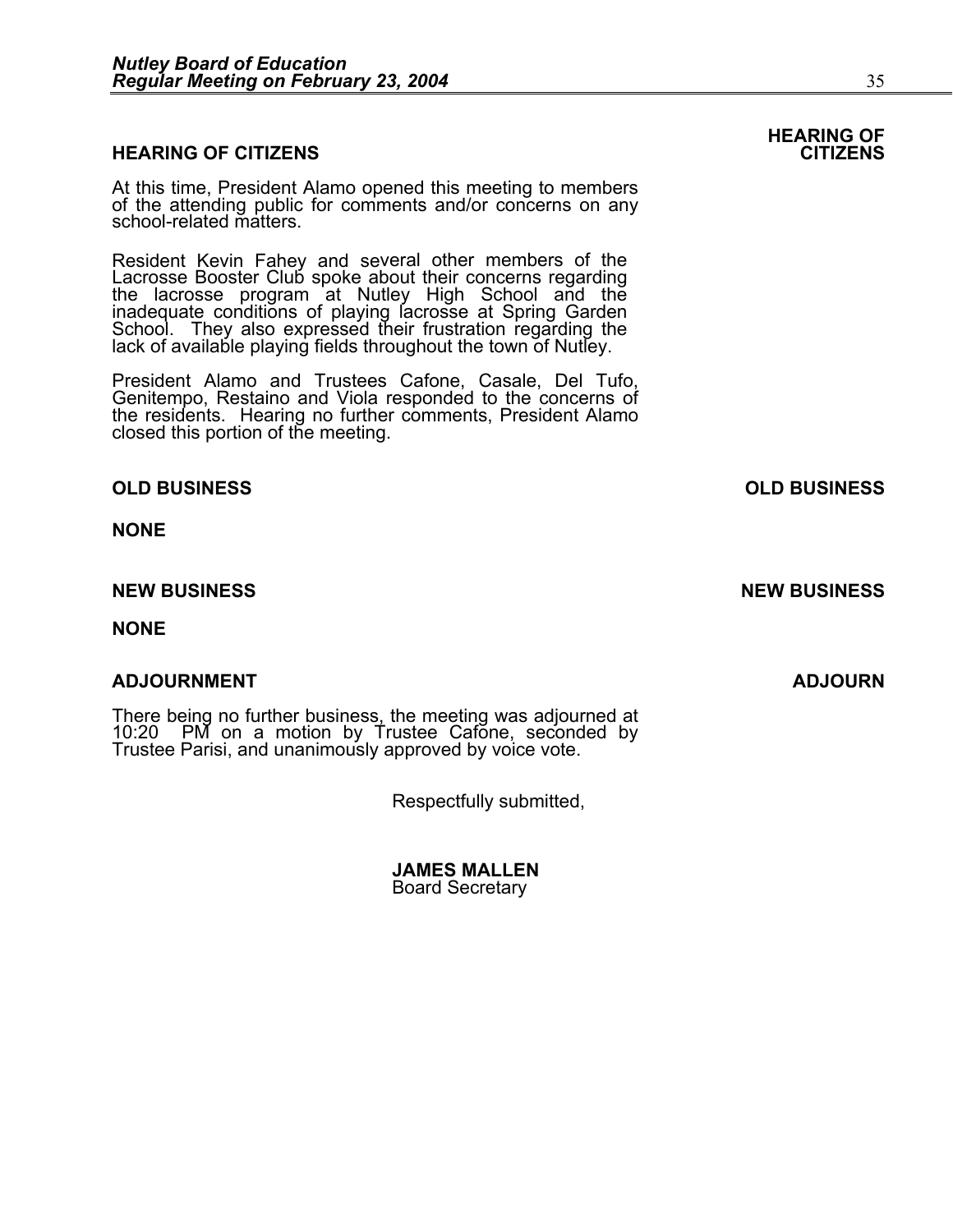## HEARING OF CITIZENS

HEARING OF CITIZENS

At this time, President Alamo opened this meeting to members of the attending public for comments and/or concerns on any school-related matters.

Resident Kevin Fahey and several other members of the Lacrosse Booster Club spoke about their concerns regarding the lacrosse program at Nutley High School and the inadequate conditions of playing lacrosse at Spring Garden School. They also expressed their frustration regarding the lack of available playing fields throughout the town of Nutley.

President Alamo and Trustees Cafone, Casale, Del Tufo, Genitempo, Restaino and Viola responded to the concerns of the residents. Hearing no further comments, President Alamo closed this portion of the meeting.

## OLD BUSINESS

OLD BUSINESS

**NONE**

## NEW BUSINESS

NEW BUSINESS

**NONE**

## ADJOURNMENT

ADJOURN

There being no further business, the meeting was adjourned at 10:20 PM on a motion by Trustee Cafone, seconded by Trustee Parisi, and unanimously approved by voice vote.

Respectfully submitted,

**JAMES MALLEN**
Board Secretary